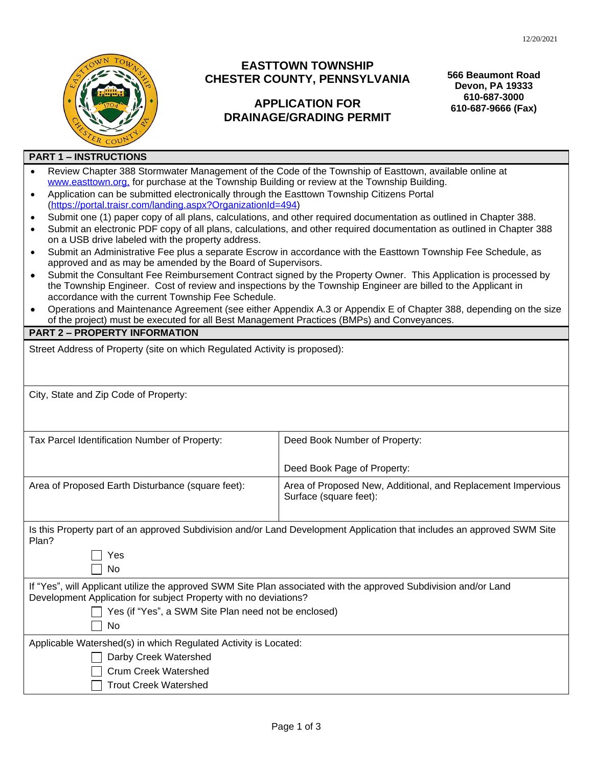12/20/2021

# EASTTOWN TOWNSHIP
# CHESTER COUNTY, PENNSYLVANIA

## APPLICATION FOR DRAINAGE/GRADING PERMIT

**566 Beaumont Road**
**Devon, PA 19333**
**610-687-3000**
**610-687-9666 (Fax)**

## PART 1 – INSTRUCTIONS

- Review Chapter 388 Stormwater Management of the Code of the Township of Easttown, available online at www.easttown.org, for purchase at the Township Building or review at the Township Building.
- Application can be submitted electronically through the Easttown Township Citizens Portal (https://portal.traisr.com/landing.aspx?OrganizationId=494)
- Submit one (1) paper copy of all plans, calculations, and other required documentation as outlined in Chapter 388.
- Submit an electronic PDF copy of all plans, calculations, and other required documentation as outlined in Chapter 388 on a USB drive labeled with the property address.
- Submit an Administrative Fee plus a separate Escrow in accordance with the Easttown Township Fee Schedule, as approved and as may be amended by the Board of Supervisors.
- Submit the Consultant Fee Reimbursement Contract signed by the Property Owner. This Application is processed by the Township Engineer. Cost of review and inspections by the Township Engineer are billed to the Applicant in accordance with the current Township Fee Schedule.
- Operations and Maintenance Agreement (see either Appendix A.3 or Appendix E of Chapter 388, depending on the size of the project) must be executed for all Best Management Practices (BMPs) and Conveyances.

## PART 2 – PROPERTY INFORMATION

Street Address of Property (site on which Regulated Activity is proposed):

City, State and Zip Code of Property:

| Tax Parcel Identification Number of Property: | Deed Book Number of Property:<br><br>Deed Book Page of Property: |
|---|---|
| Area of Proposed Earth Disturbance (square feet): | Area of Proposed New, Additional, and Replacement Impervious Surface (square feet): |

Is this Property part of an approved Subdivision and/or Land Development Application that includes an approved SWM Site Plan?

- ☐ Yes
- ☐ No

If "Yes", will Applicant utilize the approved SWM Site Plan associated with the approved Subdivision and/or Land Development Application for subject Property with no deviations?

- ☐ Yes (if "Yes", a SWM Site Plan need not be enclosed)
- ☐ No

Applicable Watershed(s) in which Regulated Activity is Located:

- ☐ Darby Creek Watershed
- ☐ Crum Creek Watershed
- ☐ Trout Creek Watershed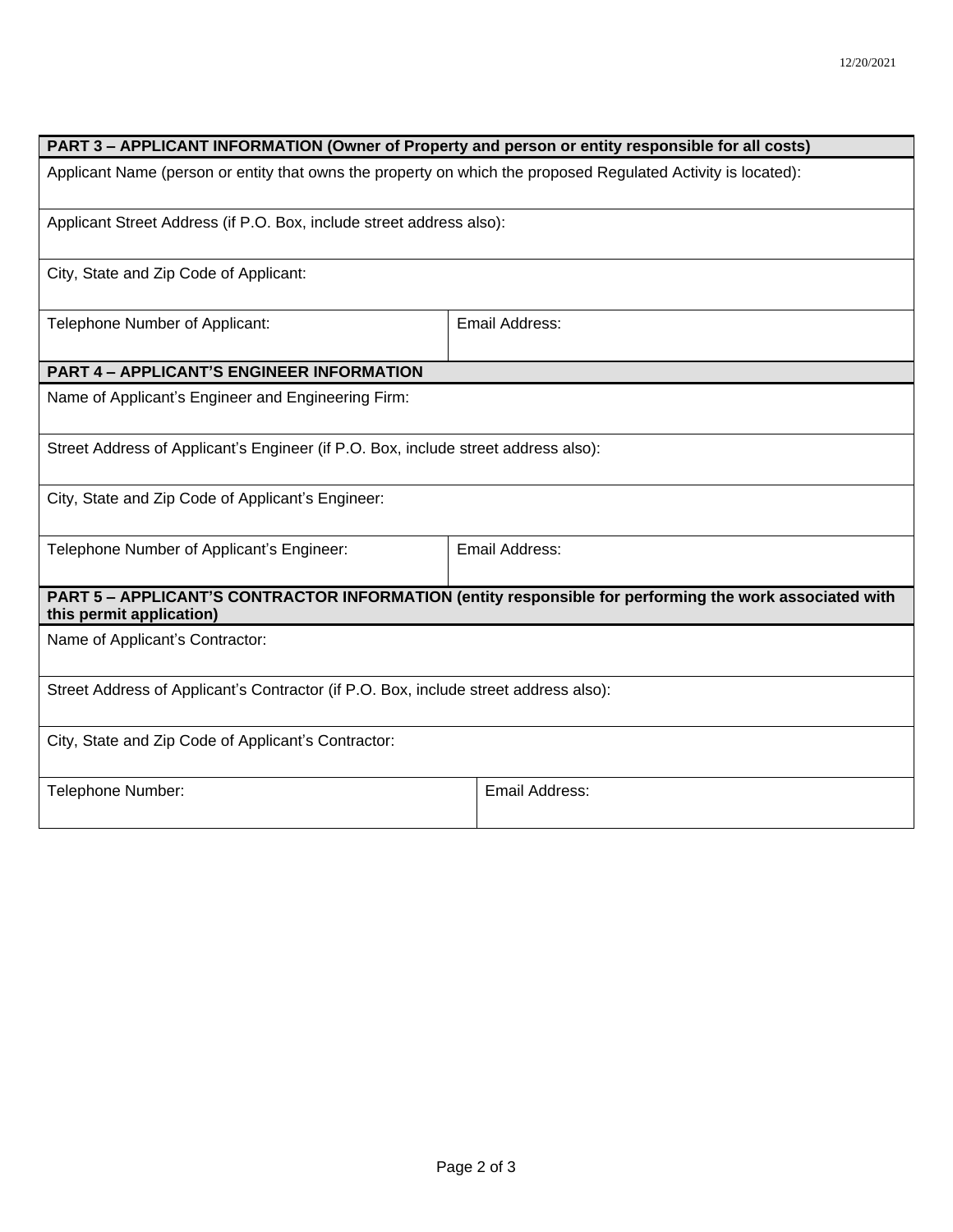12/20/2021

| PART 3 – APPLICANT INFORMATION (Owner of Property and person or entity responsible for all costs) | |
|---|---|
| Applicant Name (person or entity that owns the property on which the proposed Regulated Activity is located): | |
| Applicant Street Address (if P.O. Box, include street address also): | |
| City, State and Zip Code of Applicant: | |
| Telephone Number of Applicant: | Email Address: |

| PART 4 – APPLICANT'S ENGINEER INFORMATION | |
|---|---|
| Name of Applicant's Engineer and Engineering Firm: | |
| Street Address of Applicant's Engineer (if P.O. Box, include street address also): | |
| City, State and Zip Code of Applicant's Engineer: | |
| Telephone Number of Applicant's Engineer: | Email Address: |

| PART 5 – APPLICANT'S CONTRACTOR INFORMATION (entity responsible for performing the work associated with this permit application) | |
|---|---|
| Name of Applicant's Contractor: | |
| Street Address of Applicant's Contractor (if P.O. Box, include street address also): | |
| City, State and Zip Code of Applicant's Contractor: | |
| Telephone Number: | Email Address: |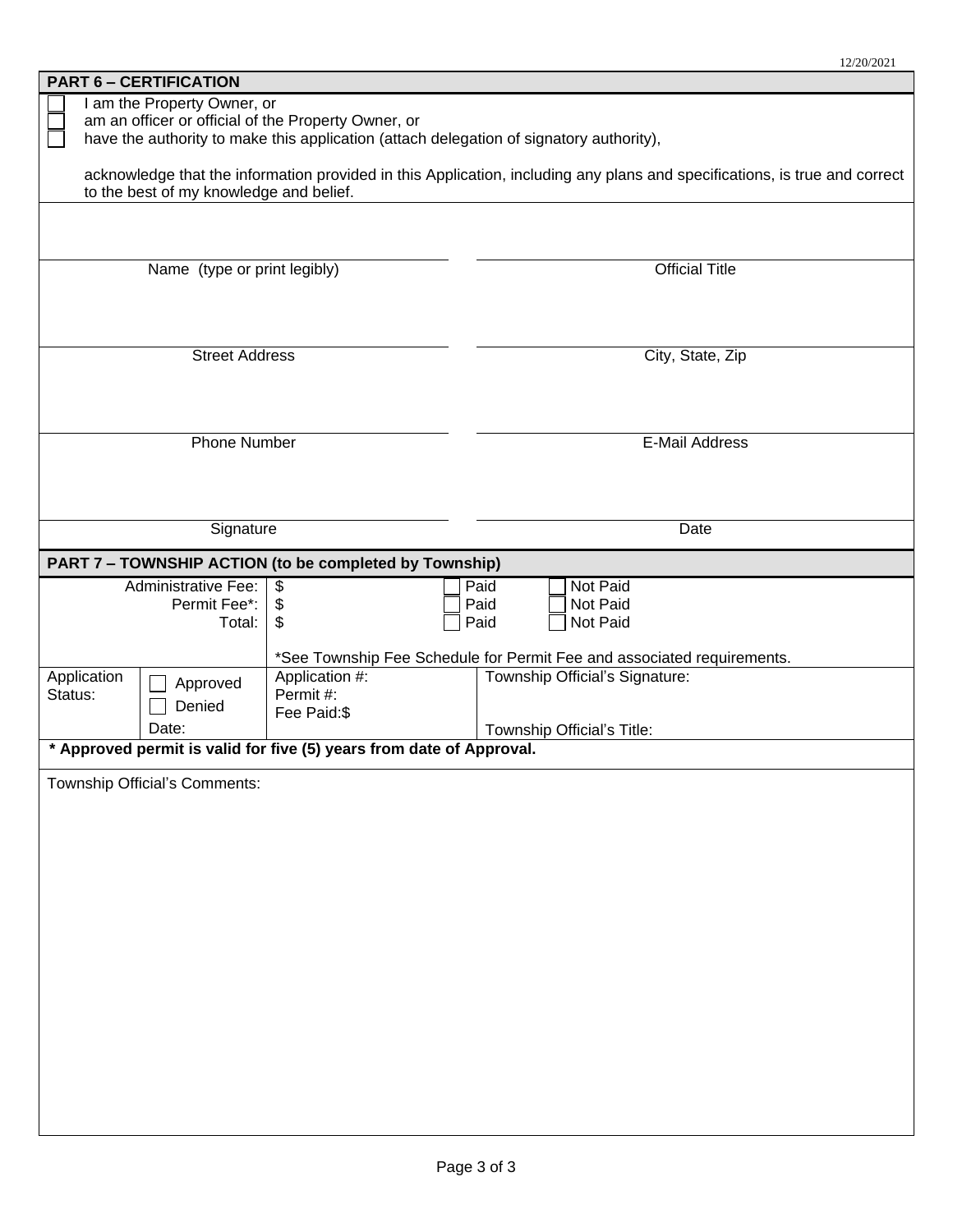12/20/2021

## PART 6 – CERTIFICATION

☐ I am the Property Owner, or
☐ am an officer or official of the Property Owner, or
☐ have the authority to make this application (attach delegation of signatory authority),

acknowledge that the information provided in this Application, including any plans and specifications, is true and correct to the best of my knowledge and belief.

| | |
|---|---|
| Name (type or print legibly) | Official Title |
| Street Address | City, State, Zip |
| Phone Number | E-Mail Address |
| Signature | Date |

## PART 7 – TOWNSHIP ACTION (to be completed by Township)

| | | | |
|---|---|---|---|
| Administrative Fee: | $ | ☐ Paid | ☐ Not Paid |
| Permit Fee*: | $ | ☐ Paid | ☐ Not Paid |
| Total: | $ | ☐ Paid | ☐ Not Paid |

*See Township Fee Schedule for Permit Fee and associated requirements.

| | | | |
|---|---|---|---|
| Application Status: | ☐ Approved<br>☐ Denied<br>Date: | Application #:<br>Permit #:<br>Fee Paid:$ | Township Official's Signature:<br><br>Township Official's Title: |

**\* Approved permit is valid for five (5) years from date of Approval.**

Township Official's Comments: